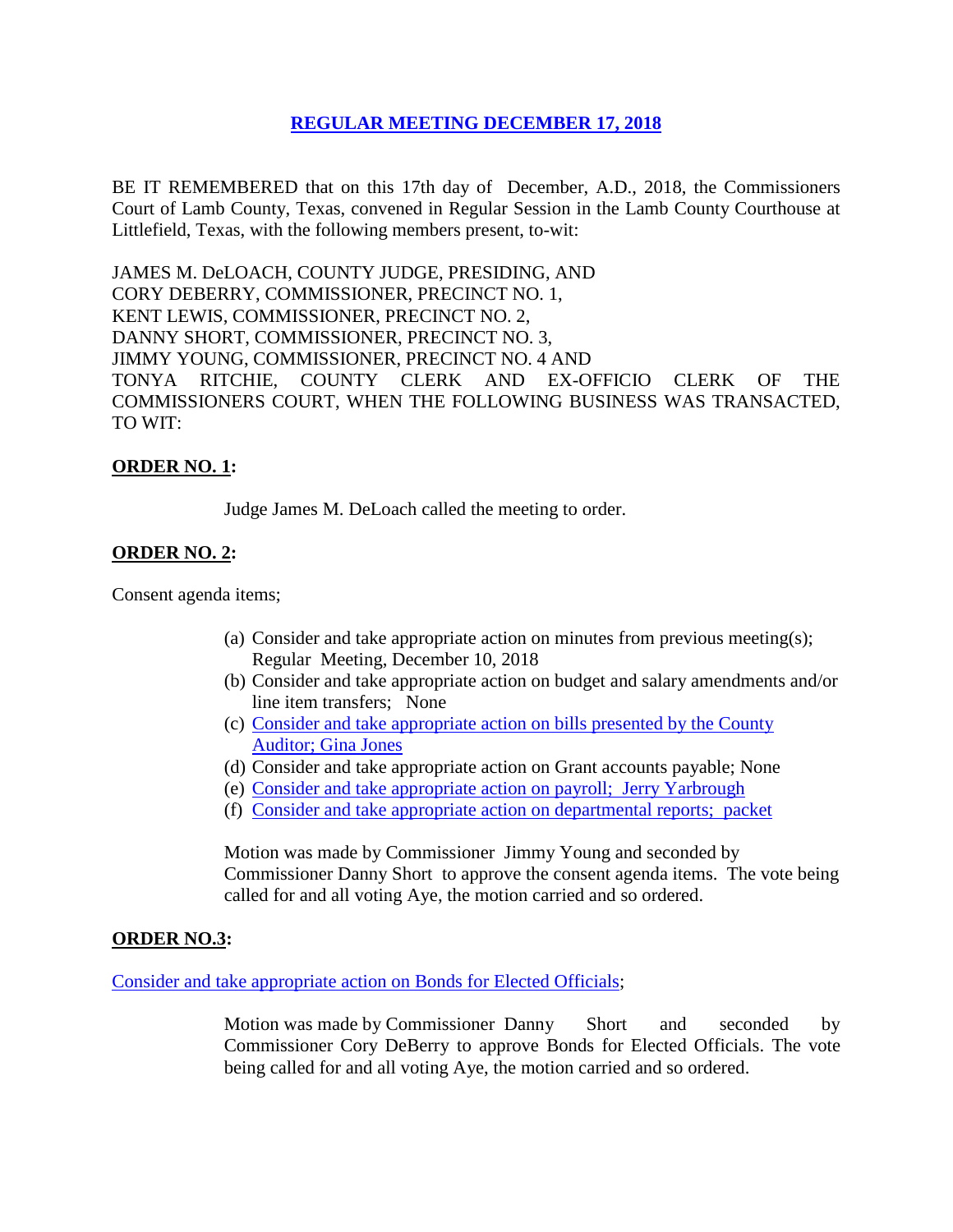# REGULAR MEETING DECEMBER 17, 2018

BE IT REMEMBERED that on this 17th day of December, A.D., 2018, the Commissioners Court of Lamb County, Texas, convened in Regular Session in the Lamb County Courthouse at Littlefield, Texas, with the following members present, to-wit:

JAMES M. DeLOACH, COUNTY JUDGE, PRESIDING, AND
CORY DEBERRY, COMMISSIONER, PRECINCT NO. 1,
KENT LEWIS, COMMISSIONER, PRECINCT NO. 2,
DANNY SHORT, COMMISSIONER, PRECINCT NO. 3,
JIMMY YOUNG, COMMISSIONER, PRECINCT NO. 4 AND
TONYA RITCHIE, COUNTY CLERK AND EX-OFFICIO CLERK OF THE COMMISSIONERS COURT, WHEN THE FOLLOWING BUSINESS WAS TRANSACTED, TO WIT:

**ORDER NO. 1:**

Judge James M. DeLoach called the meeting to order.

**ORDER NO. 2:**

Consent agenda items;

(a) Consider and take appropriate action on minutes from previous meeting(s); Regular Meeting, December 10, 2018
(b) Consider and take appropriate action on budget and salary amendments and/or line item transfers; None
(c) Consider and take appropriate action on bills presented by the County Auditor; Gina Jones
(d) Consider and take appropriate action on Grant accounts payable; None
(e) Consider and take appropriate action on payroll; Jerry Yarbrough
(f) Consider and take appropriate action on departmental reports; packet

Motion was made by Commissioner Jimmy Young and seconded by Commissioner Danny Short to approve the consent agenda items. The vote being called for and all voting Aye, the motion carried and so ordered.

**ORDER NO.3:**

Consider and take appropriate action on Bonds for Elected Officials;

Motion was made by Commissioner Danny Short and seconded by Commissioner Cory DeBerry to approve Bonds for Elected Officials. The vote being called for and all voting Aye, the motion carried and so ordered.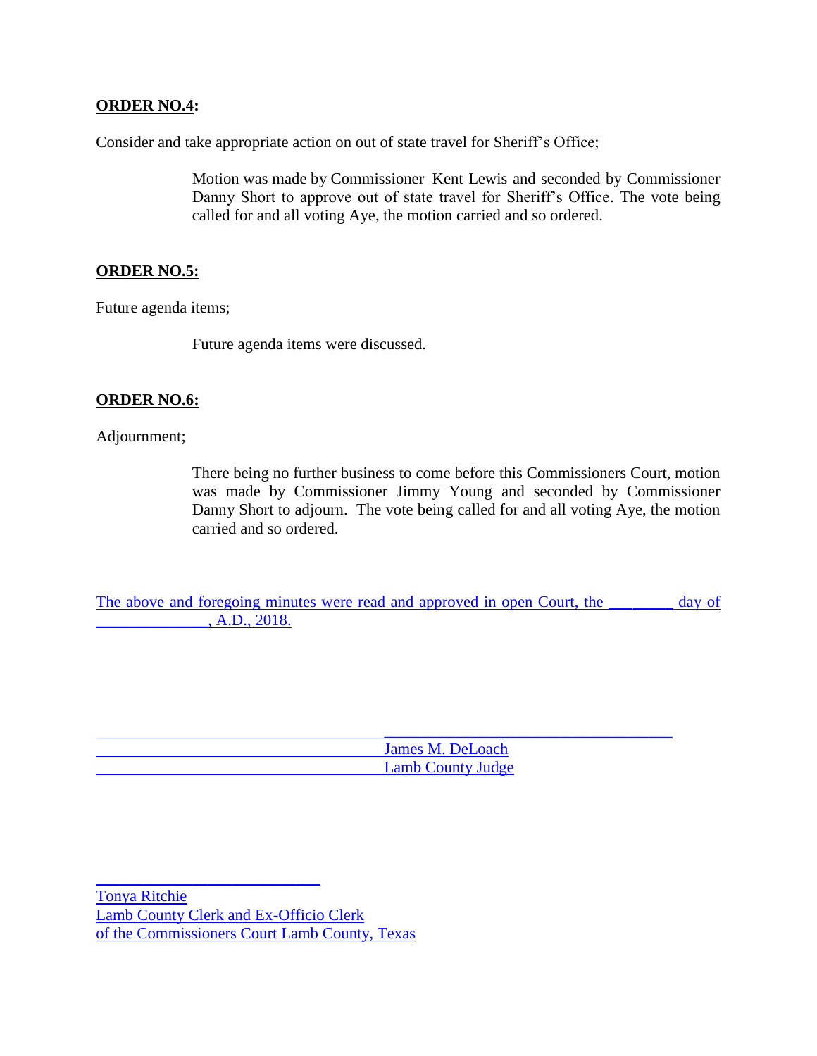**ORDER NO.4:**

Consider and take appropriate action on out of state travel for Sheriff's Office;

> Motion was made by Commissioner Kent Lewis and seconded by Commissioner Danny Short to approve out of state travel for Sheriff's Office. The vote being called for and all voting Aye, the motion carried and so ordered.

**ORDER NO.5:**

Future agenda items;

> Future agenda items were discussed.

**ORDER NO.6:**

Adjournment;

> There being no further business to come before this Commissioners Court, motion was made by Commissioner Jimmy Young and seconded by Commissioner Danny Short to adjourn. The vote being called for and all voting Aye, the motion carried and so ordered.

The above and foregoing minutes were read and approved in open Court, the ________ day of ______________, A.D., 2018.

_________________________________

James M. DeLoach
Lamb County Judge

_________________________________

Tonya Ritchie
Lamb County Clerk and Ex-Officio Clerk
of the Commissioners Court Lamb County, Texas